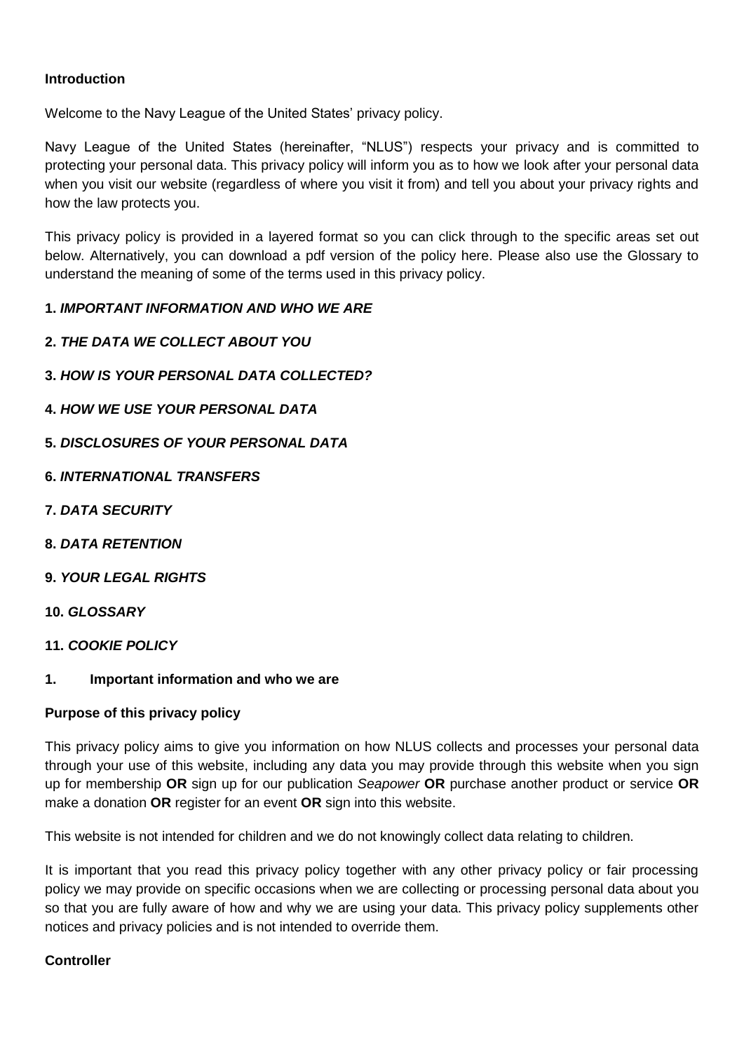## Introduction

Welcome to the Navy League of the United States' privacy policy.

Navy League of the United States (hereinafter, "NLUS") respects your privacy and is committed to protecting your personal data. This privacy policy will inform you as to how we look after your personal data when you visit our website (regardless of where you visit it from) and tell you about your privacy rights and how the law protects you.

This privacy policy is provided in a layered format so you can click through to the specific areas set out below. Alternatively, you can download a pdf version of the policy here. Please also use the Glossary to understand the meaning of some of the terms used in this privacy policy.

**1. *IMPORTANT INFORMATION AND WHO WE ARE***

**2. *THE DATA WE COLLECT ABOUT YOU***

**3. *HOW IS YOUR PERSONAL DATA COLLECTED?***

**4. *HOW WE USE YOUR PERSONAL DATA***

**5. *DISCLOSURES OF YOUR PERSONAL DATA***

**6. *INTERNATIONAL TRANSFERS***

**7. *DATA SECURITY***

**8. *DATA RETENTION***

**9. *YOUR LEGAL RIGHTS***

**10. *GLOSSARY***

**11. *COOKIE POLICY***

## 1. Important information and who we are

### Purpose of this privacy policy

This privacy policy aims to give you information on how NLUS collects and processes your personal data through your use of this website, including any data you may provide through this website when you sign up for membership **OR** sign up for our publication *Seapower* **OR** purchase another product or service **OR** make a donation **OR** register for an event **OR** sign into this website.

This website is not intended for children and we do not knowingly collect data relating to children.

It is important that you read this privacy policy together with any other privacy policy or fair processing policy we may provide on specific occasions when we are collecting or processing personal data about you so that you are fully aware of how and why we are using your data. This privacy policy supplements other notices and privacy policies and is not intended to override them.

### Controller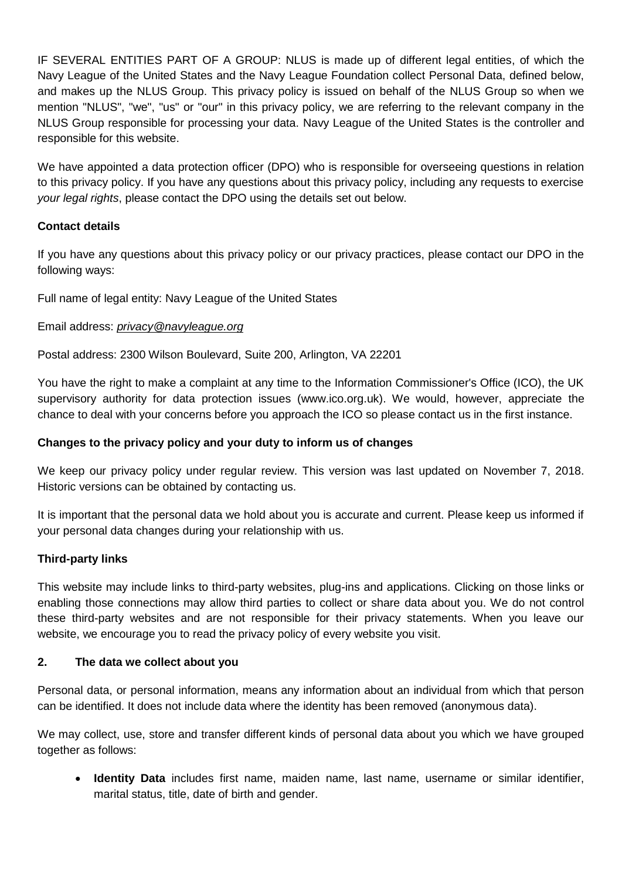IF SEVERAL ENTITIES PART OF A GROUP: NLUS is made up of different legal entities, of which the Navy League of the United States and the Navy League Foundation collect Personal Data, defined below, and makes up the NLUS Group. This privacy policy is issued on behalf of the NLUS Group so when we mention "NLUS", "we", "us" or "our" in this privacy policy, we are referring to the relevant company in the NLUS Group responsible for processing your data. Navy League of the United States is the controller and responsible for this website.

We have appointed a data protection officer (DPO) who is responsible for overseeing questions in relation to this privacy policy. If you have any questions about this privacy policy, including any requests to exercise *your legal rights*, please contact the DPO using the details set out below.

**Contact details**

If you have any questions about this privacy policy or our privacy practices, please contact our DPO in the following ways:

Full name of legal entity: Navy League of the United States

Email address: *privacy@navyleague.org*

Postal address: 2300 Wilson Boulevard, Suite 200, Arlington, VA 22201

You have the right to make a complaint at any time to the Information Commissioner's Office (ICO), the UK supervisory authority for data protection issues (www.ico.org.uk). We would, however, appreciate the chance to deal with your concerns before you approach the ICO so please contact us in the first instance.

**Changes to the privacy policy and your duty to inform us of changes**

We keep our privacy policy under regular review. This version was last updated on November 7, 2018. Historic versions can be obtained by contacting us.

It is important that the personal data we hold about you is accurate and current. Please keep us informed if your personal data changes during your relationship with us.

**Third-party links**

This website may include links to third-party websites, plug-ins and applications. Clicking on those links or enabling those connections may allow third parties to collect or share data about you. We do not control these third-party websites and are not responsible for their privacy statements. When you leave our website, we encourage you to read the privacy policy of every website you visit.

## 2. The data we collect about you

Personal data, or personal information, means any information about an individual from which that person can be identified. It does not include data where the identity has been removed (anonymous data).

We may collect, use, store and transfer different kinds of personal data about you which we have grouped together as follows:

- **Identity Data** includes first name, maiden name, last name, username or similar identifier, marital status, title, date of birth and gender.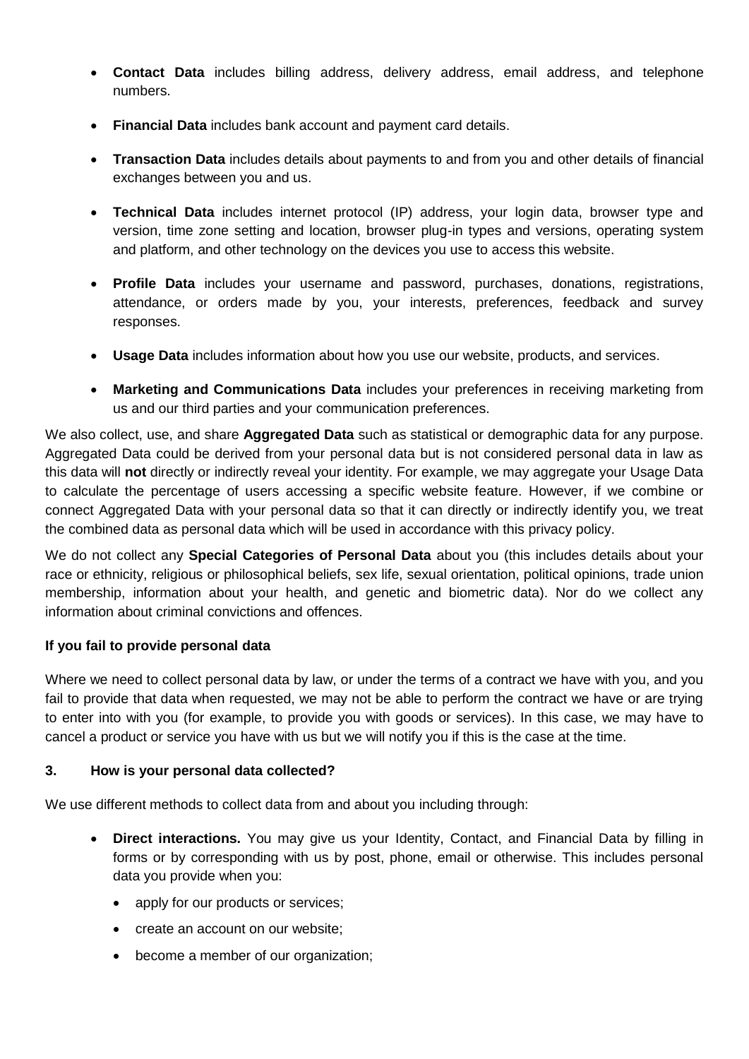- **Contact Data** includes billing address, delivery address, email address, and telephone numbers.
- **Financial Data** includes bank account and payment card details.
- **Transaction Data** includes details about payments to and from you and other details of financial exchanges between you and us.
- **Technical Data** includes internet protocol (IP) address, your login data, browser type and version, time zone setting and location, browser plug-in types and versions, operating system and platform, and other technology on the devices you use to access this website.
- **Profile Data** includes your username and password, purchases, donations, registrations, attendance, or orders made by you, your interests, preferences, feedback and survey responses.
- **Usage Data** includes information about how you use our website, products, and services.
- **Marketing and Communications Data** includes your preferences in receiving marketing from us and our third parties and your communication preferences.

We also collect, use, and share **Aggregated Data** such as statistical or demographic data for any purpose. Aggregated Data could be derived from your personal data but is not considered personal data in law as this data will **not** directly or indirectly reveal your identity. For example, we may aggregate your Usage Data to calculate the percentage of users accessing a specific website feature. However, if we combine or connect Aggregated Data with your personal data so that it can directly or indirectly identify you, we treat the combined data as personal data which will be used in accordance with this privacy policy.

We do not collect any **Special Categories of Personal Data** about you (this includes details about your race or ethnicity, religious or philosophical beliefs, sex life, sexual orientation, political opinions, trade union membership, information about your health, and genetic and biometric data). Nor do we collect any information about criminal convictions and offences.

**If you fail to provide personal data**

Where we need to collect personal data by law, or under the terms of a contract we have with you, and you fail to provide that data when requested, we may not be able to perform the contract we have or are trying to enter into with you (for example, to provide you with goods or services). In this case, we may have to cancel a product or service you have with us but we will notify you if this is the case at the time.

## 3. How is your personal data collected?

We use different methods to collect data from and about you including through:

- **Direct interactions.** You may give us your Identity, Contact, and Financial Data by filling in forms or by corresponding with us by post, phone, email or otherwise. This includes personal data you provide when you:
  - apply for our products or services;
  - create an account on our website;
  - become a member of our organization;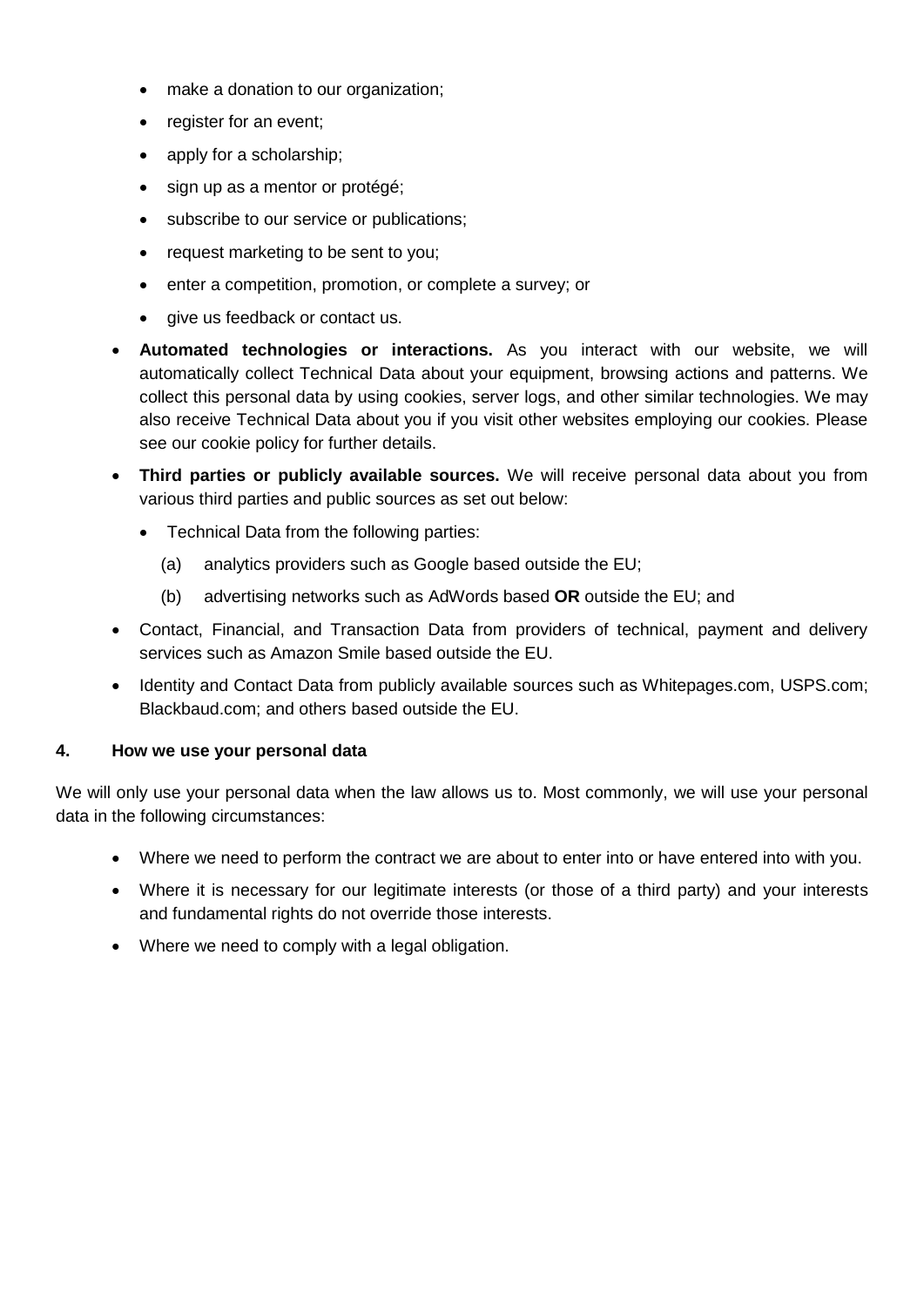- make a donation to our organization;
  - register for an event;
  - apply for a scholarship;
  - sign up as a mentor or protégé;
  - subscribe to our service or publications;
  - request marketing to be sent to you;
  - enter a competition, promotion, or complete a survey; or
  - give us feedback or contact us.
- **Automated technologies or interactions.** As you interact with our website, we will automatically collect Technical Data about your equipment, browsing actions and patterns. We collect this personal data by using cookies, server logs, and other similar technologies. We may also receive Technical Data about you if you visit other websites employing our cookies. Please see our cookie policy for further details.
- **Third parties or publicly available sources.** We will receive personal data about you from various third parties and public sources as set out below:
  - Technical Data from the following parties:
    - (a) analytics providers such as Google based outside the EU;
    - (b) advertising networks such as AdWords based **OR** outside the EU; and
- Contact, Financial, and Transaction Data from providers of technical, payment and delivery services such as Amazon Smile based outside the EU.
- Identity and Contact Data from publicly available sources such as Whitepages.com, USPS.com; Blackbaud.com; and others based outside the EU.

### 4. How we use your personal data

We will only use your personal data when the law allows us to. Most commonly, we will use your personal data in the following circumstances:

- Where we need to perform the contract we are about to enter into or have entered into with you.
- Where it is necessary for our legitimate interests (or those of a third party) and your interests and fundamental rights do not override those interests.
- Where we need to comply with a legal obligation.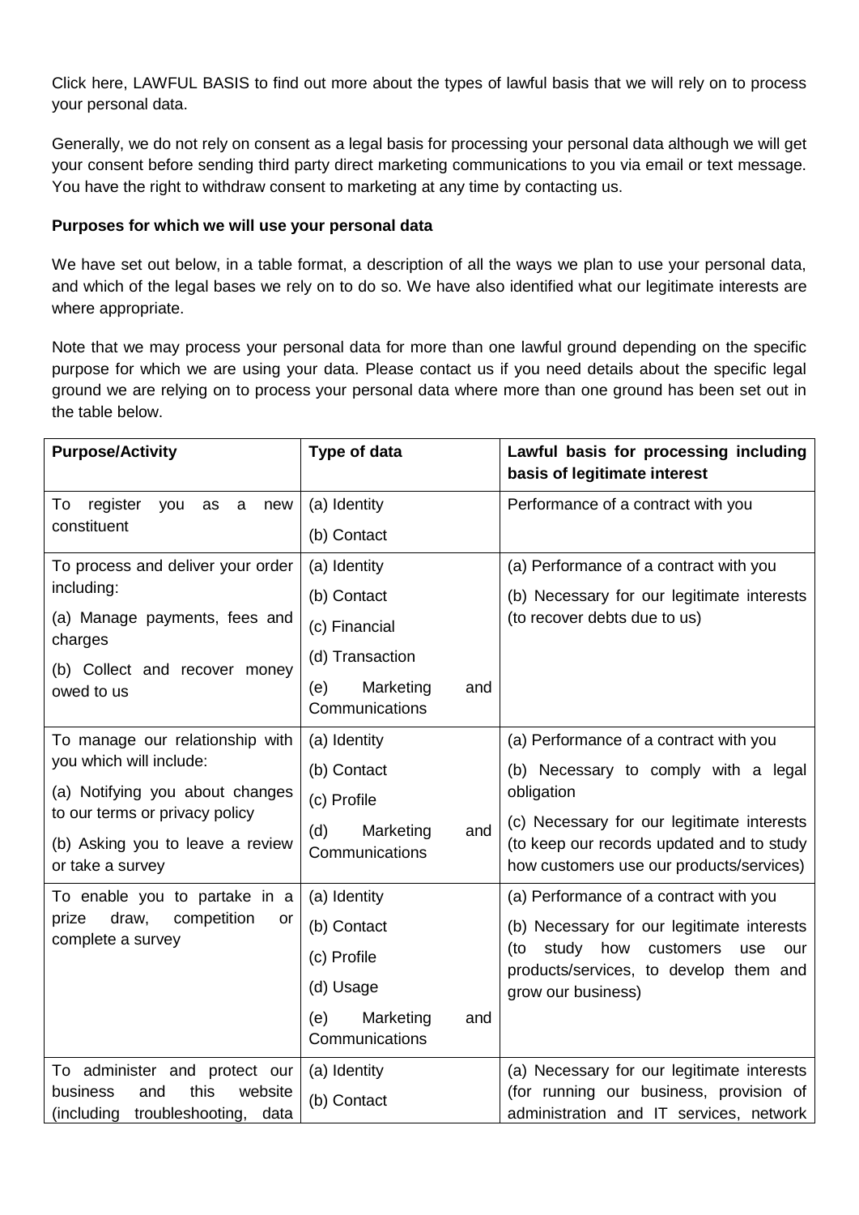Click here, LAWFUL BASIS to find out more about the types of lawful basis that we will rely on to process your personal data.

Generally, we do not rely on consent as a legal basis for processing your personal data although we will get your consent before sending third party direct marketing communications to you via email or text message. You have the right to withdraw consent to marketing at any time by contacting us.

**Purposes for which we will use your personal data**

We have set out below, in a table format, a description of all the ways we plan to use your personal data, and which of the legal bases we rely on to do so. We have also identified what our legitimate interests are where appropriate.

Note that we may process your personal data for more than one lawful ground depending on the specific purpose for which we are using your data. Please contact us if you need details about the specific legal ground we are relying on to process your personal data where more than one ground has been set out in the table below.

| **Purpose/Activity** | **Type of data** | **Lawful basis for processing including basis of legitimate interest** |
|---|---|---|
| To register you as a new constituent | (a) Identity<br>(b) Contact | Performance of a contract with you |
| To process and deliver your order including:<br>(a) Manage payments, fees and charges<br>(b) Collect and recover money owed to us | (a) Identity<br>(b) Contact<br>(c) Financial<br>(d) Transaction<br>(e) Marketing and Communications | (a) Performance of a contract with you<br>(b) Necessary for our legitimate interests (to recover debts due to us) |
| To manage our relationship with you which will include:<br>(a) Notifying you about changes to our terms or privacy policy<br>(b) Asking you to leave a review or take a survey | (a) Identity<br>(b) Contact<br>(c) Profile<br>(d) Marketing and Communications | (a) Performance of a contract with you<br>(b) Necessary to comply with a legal obligation<br>(c) Necessary for our legitimate interests to keep our records updated and to study how customers use our products/services) |
| To enable you to partake in a prize draw, competition or complete a survey | (a) Identity<br>(b) Contact<br>(c) Profile<br>(d) Usage<br>(e) Marketing and Communications | (a) Performance of a contract with you<br>(b) Necessary for our legitimate interests (to study how customers use our products/services, to develop them and grow our business) |
| To administer and protect our business and this website (including troubleshooting, data | (a) Identity<br>(b) Contact | (a) Necessary for our legitimate interests (for running our business, provision of administration and IT services, network |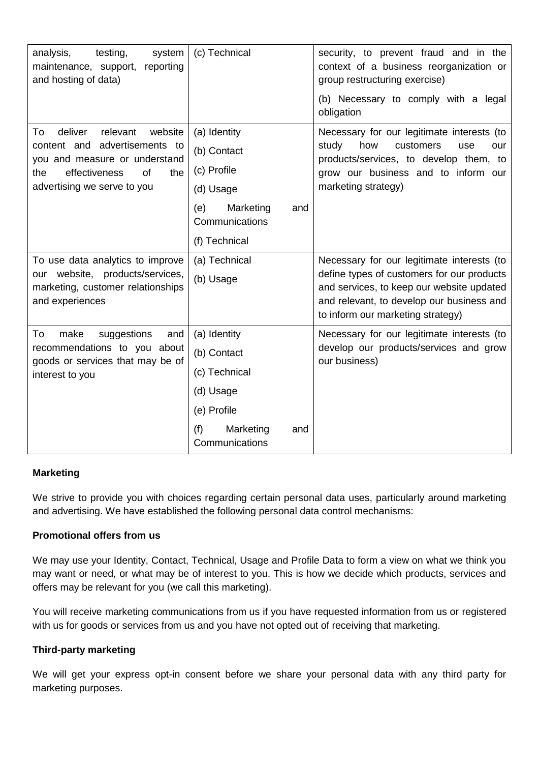| | | |
|---|---|---|
| analysis, testing, system maintenance, support, reporting and hosting of data) | (c) Technical | security, to prevent fraud and in the context of a business reorganization or group restructuring exercise)<br><br>(b) Necessary to comply with a legal obligation |
| To deliver relevant website content and advertisements to you and measure or understand the effectiveness of the advertising we serve to you | (a) Identity<br>(b) Contact<br>(c) Profile<br>(d) Usage<br>(e) Marketing and Communications<br>(f) Technical | Necessary for our legitimate interests (to study how customers use our products/services, to develop them, to grow our business and to inform our marketing strategy) |
| To use data analytics to improve our website, products/services, marketing, customer relationships and experiences | (a) Technical<br>(b) Usage | Necessary for our legitimate interests (to define types of customers for our products and services, to keep our website updated and relevant, to develop our business and to inform our marketing strategy) |
| To make suggestions and recommendations to you about goods or services that may be of interest to you | (a) Identity<br>(b) Contact<br>(c) Technical<br>(d) Usage<br>(e) Profile<br>(f) Marketing and Communications | Necessary for our legitimate interests (to develop our products/services and grow our business) |

**Marketing**

We strive to provide you with choices regarding certain personal data uses, particularly around marketing and advertising. We have established the following personal data control mechanisms:

**Promotional offers from us**

We may use your Identity, Contact, Technical, Usage and Profile Data to form a view on what we think you may want or need, or what may be of interest to you. This is how we decide which products, services and offers may be relevant for you (we call this marketing).

You will receive marketing communications from us if you have requested information from us or registered with us for goods or services from us and you have not opted out of receiving that marketing.

**Third-party marketing**

We will get your express opt-in consent before we share your personal data with any third party for marketing purposes.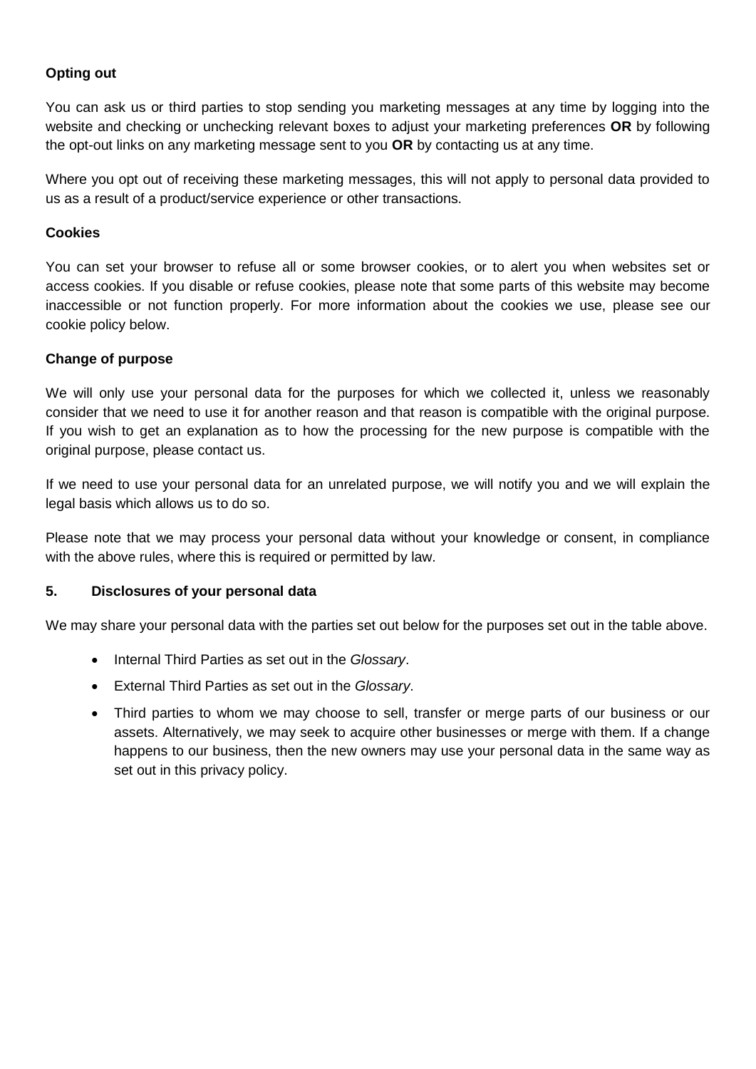**Opting out**

You can ask us or third parties to stop sending you marketing messages at any time by logging into the website and checking or unchecking relevant boxes to adjust your marketing preferences **OR** by following the opt-out links on any marketing message sent to you **OR** by contacting us at any time.

Where you opt out of receiving these marketing messages, this will not apply to personal data provided to us as a result of a product/service experience or other transactions.

**Cookies**

You can set your browser to refuse all or some browser cookies, or to alert you when websites set or access cookies. If you disable or refuse cookies, please note that some parts of this website may become inaccessible or not function properly. For more information about the cookies we use, please see our cookie policy below.

**Change of purpose**

We will only use your personal data for the purposes for which we collected it, unless we reasonably consider that we need to use it for another reason and that reason is compatible with the original purpose. If you wish to get an explanation as to how the processing for the new purpose is compatible with the original purpose, please contact us.

If we need to use your personal data for an unrelated purpose, we will notify you and we will explain the legal basis which allows us to do so.

Please note that we may process your personal data without your knowledge or consent, in compliance with the above rules, where this is required or permitted by law.

## 5. Disclosures of your personal data

We may share your personal data with the parties set out below for the purposes set out in the table above.

- Internal Third Parties as set out in the *Glossary*.
- External Third Parties as set out in the *Glossary*.
- Third parties to whom we may choose to sell, transfer or merge parts of our business or our assets. Alternatively, we may seek to acquire other businesses or merge with them. If a change happens to our business, then the new owners may use your personal data in the same way as set out in this privacy policy.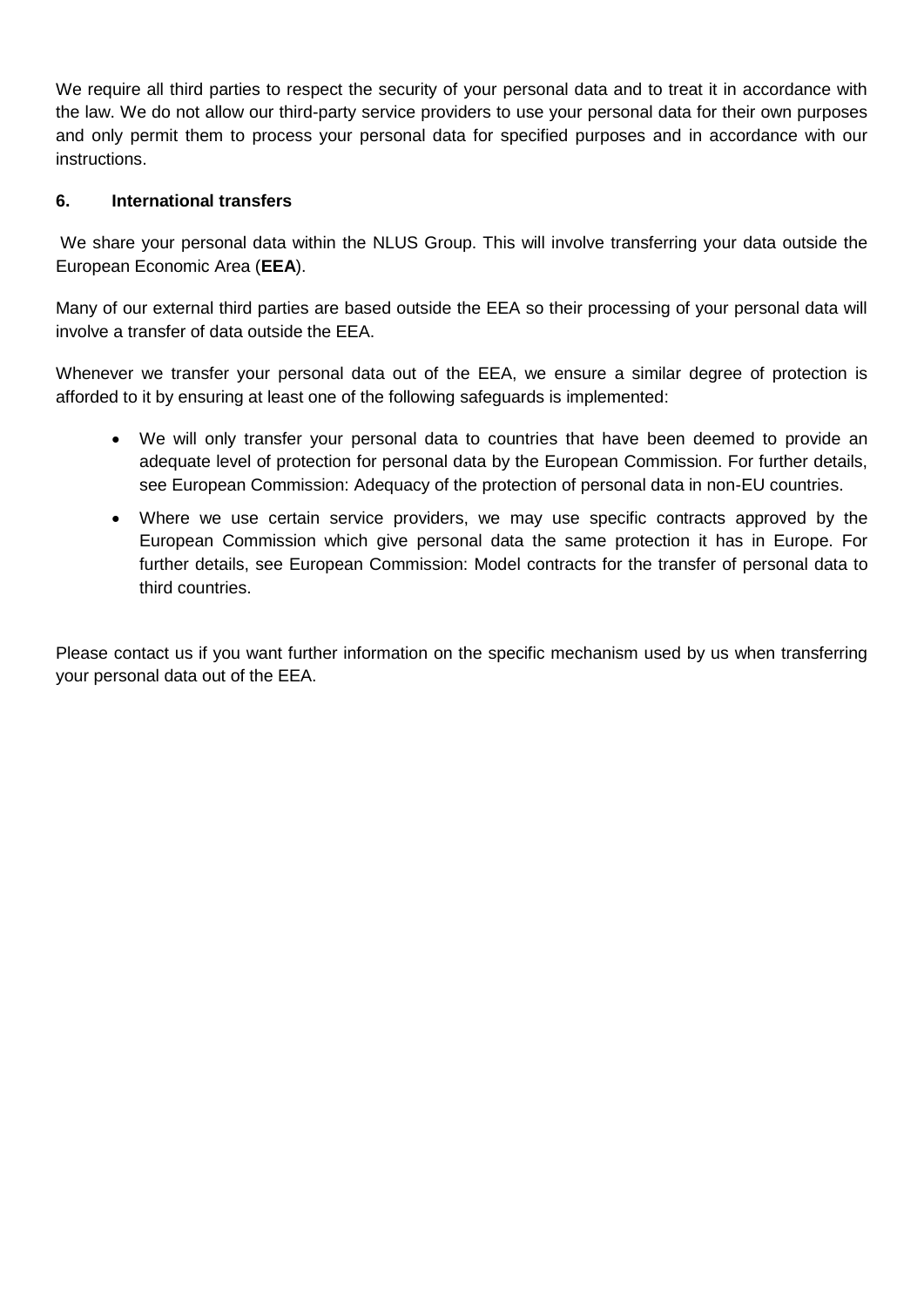We require all third parties to respect the security of your personal data and to treat it in accordance with the law. We do not allow our third-party service providers to use your personal data for their own purposes and only permit them to process your personal data for specified purposes and in accordance with our instructions.

## 6. International transfers

We share your personal data within the NLUS Group. This will involve transferring your data outside the European Economic Area (**EEA**).

Many of our external third parties are based outside the EEA so their processing of your personal data will involve a transfer of data outside the EEA.

Whenever we transfer your personal data out of the EEA, we ensure a similar degree of protection is afforded to it by ensuring at least one of the following safeguards is implemented:

- We will only transfer your personal data to countries that have been deemed to provide an adequate level of protection for personal data by the European Commission. For further details, see European Commission: Adequacy of the protection of personal data in non-EU countries.
- Where we use certain service providers, we may use specific contracts approved by the European Commission which give personal data the same protection it has in Europe. For further details, see European Commission: Model contracts for the transfer of personal data to third countries.

Please contact us if you want further information on the specific mechanism used by us when transferring your personal data out of the EEA.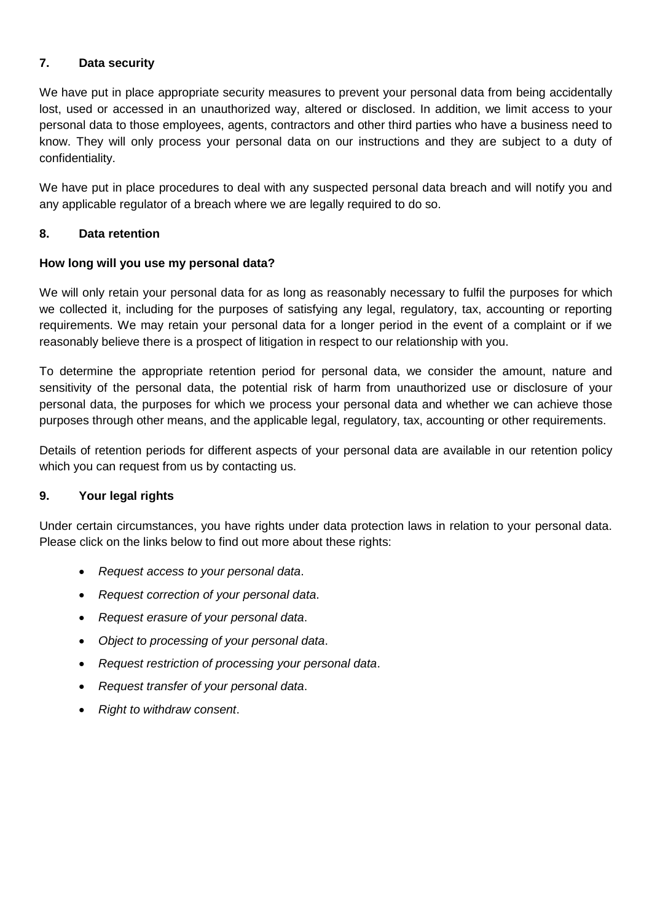## 7. Data security

We have put in place appropriate security measures to prevent your personal data from being accidentally lost, used or accessed in an unauthorized way, altered or disclosed. In addition, we limit access to your personal data to those employees, agents, contractors and other third parties who have a business need to know. They will only process your personal data on our instructions and they are subject to a duty of confidentiality.

We have put in place procedures to deal with any suspected personal data breach and will notify you and any applicable regulator of a breach where we are legally required to do so.

## 8. Data retention

**How long will you use my personal data?**

We will only retain your personal data for as long as reasonably necessary to fulfil the purposes for which we collected it, including for the purposes of satisfying any legal, regulatory, tax, accounting or reporting requirements. We may retain your personal data for a longer period in the event of a complaint or if we reasonably believe there is a prospect of litigation in respect to our relationship with you.

To determine the appropriate retention period for personal data, we consider the amount, nature and sensitivity of the personal data, the potential risk of harm from unauthorized use or disclosure of your personal data, the purposes for which we process your personal data and whether we can achieve those purposes through other means, and the applicable legal, regulatory, tax, accounting or other requirements.

Details of retention periods for different aspects of your personal data are available in our retention policy which you can request from us by contacting us.

## 9. Your legal rights

Under certain circumstances, you have rights under data protection laws in relation to your personal data. Please click on the links below to find out more about these rights:

- *Request access to your personal data*.
- *Request correction of your personal data*.
- *Request erasure of your personal data*.
- *Object to processing of your personal data*.
- *Request restriction of processing your personal data*.
- *Request transfer of your personal data*.
- *Right to withdraw consent*.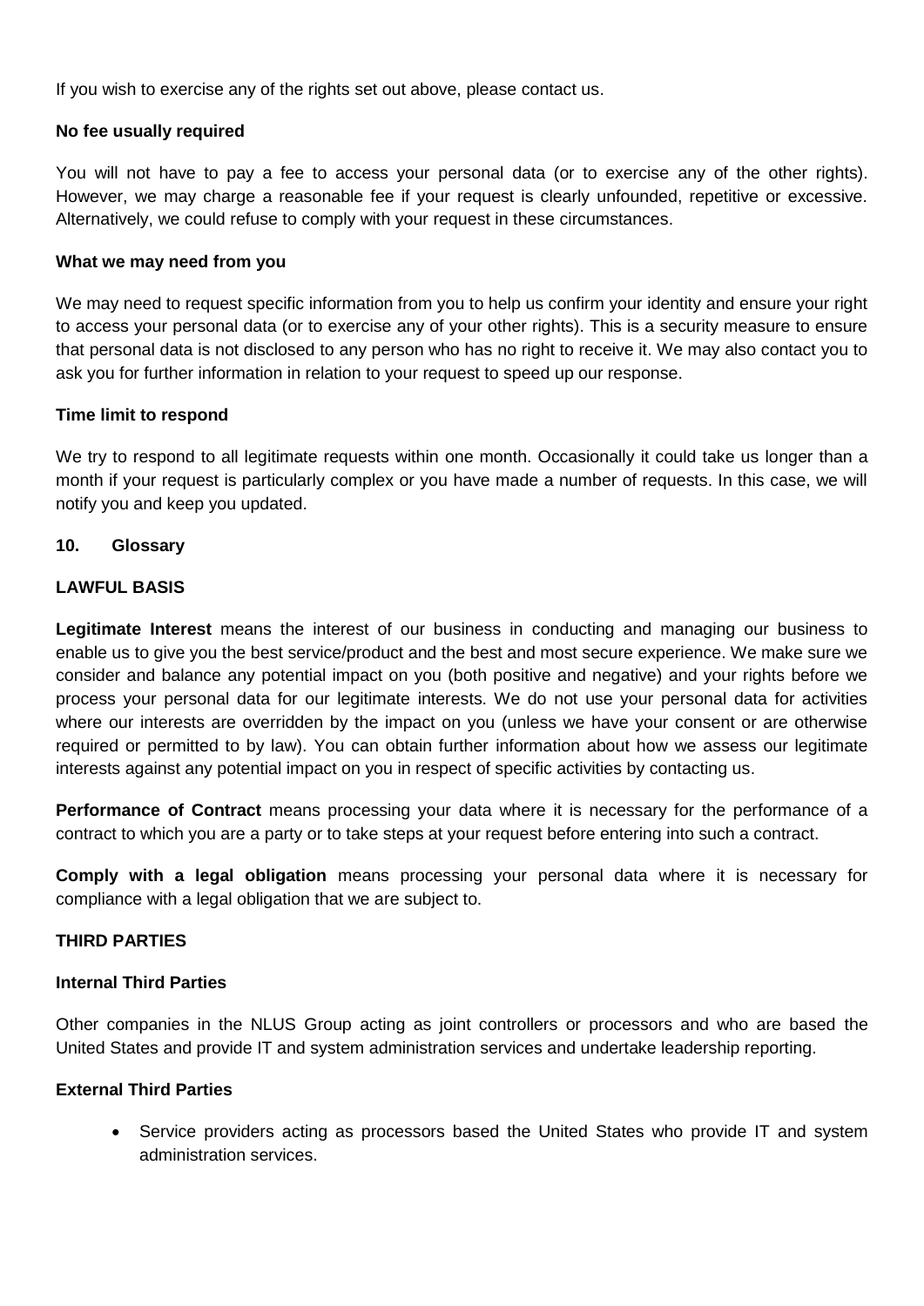If you wish to exercise any of the rights set out above, please contact us.

**No fee usually required**

You will not have to pay a fee to access your personal data (or to exercise any of the other rights). However, we may charge a reasonable fee if your request is clearly unfounded, repetitive or excessive. Alternatively, we could refuse to comply with your request in these circumstances.

**What we may need from you**

We may need to request specific information from you to help us confirm your identity and ensure your right to access your personal data (or to exercise any of your other rights). This is a security measure to ensure that personal data is not disclosed to any person who has no right to receive it. We may also contact you to ask you for further information in relation to your request to speed up our response.

**Time limit to respond**

We try to respond to all legitimate requests within one month. Occasionally it could take us longer than a month if your request is particularly complex or you have made a number of requests. In this case, we will notify you and keep you updated.

## 10. Glossary

**LAWFUL BASIS**

**Legitimate Interest** means the interest of our business in conducting and managing our business to enable us to give you the best service/product and the best and most secure experience. We make sure we consider and balance any potential impact on you (both positive and negative) and your rights before we process your personal data for our legitimate interests. We do not use your personal data for activities where our interests are overridden by the impact on you (unless we have your consent or are otherwise required or permitted to by law). You can obtain further information about how we assess our legitimate interests against any potential impact on you in respect of specific activities by contacting us.

**Performance of Contract** means processing your data where it is necessary for the performance of a contract to which you are a party or to take steps at your request before entering into such a contract.

**Comply with a legal obligation** means processing your personal data where it is necessary for compliance with a legal obligation that we are subject to.

**THIRD PARTIES**

**Internal Third Parties**

Other companies in the NLUS Group acting as joint controllers or processors and who are based the United States and provide IT and system administration services and undertake leadership reporting.

**External Third Parties**

- Service providers acting as processors based the United States who provide IT and system administration services.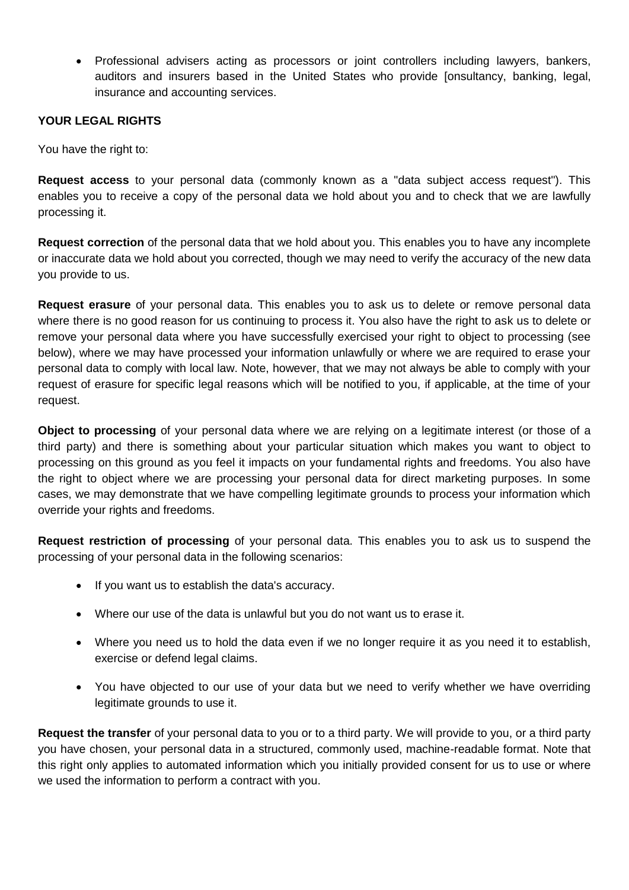- Professional advisers acting as processors or joint controllers including lawyers, bankers, auditors and insurers based in the United States who provide [onsultancy, banking, legal, insurance and accounting services.

**YOUR LEGAL RIGHTS**

You have the right to:

**Request access** to your personal data (commonly known as a "data subject access request"). This enables you to receive a copy of the personal data we hold about you and to check that we are lawfully processing it.

**Request correction** of the personal data that we hold about you. This enables you to have any incomplete or inaccurate data we hold about you corrected, though we may need to verify the accuracy of the new data you provide to us.

**Request erasure** of your personal data. This enables you to ask us to delete or remove personal data where there is no good reason for us continuing to process it. You also have the right to ask us to delete or remove your personal data where you have successfully exercised your right to object to processing (see below), where we may have processed your information unlawfully or where we are required to erase your personal data to comply with local law. Note, however, that we may not always be able to comply with your request of erasure for specific legal reasons which will be notified to you, if applicable, at the time of your request.

**Object to processing** of your personal data where we are relying on a legitimate interest (or those of a third party) and there is something about your particular situation which makes you want to object to processing on this ground as you feel it impacts on your fundamental rights and freedoms. You also have the right to object where we are processing your personal data for direct marketing purposes. In some cases, we may demonstrate that we have compelling legitimate grounds to process your information which override your rights and freedoms.

**Request restriction of processing** of your personal data. This enables you to ask us to suspend the processing of your personal data in the following scenarios:

- If you want us to establish the data's accuracy.
- Where our use of the data is unlawful but you do not want us to erase it.
- Where you need us to hold the data even if we no longer require it as you need it to establish, exercise or defend legal claims.
- You have objected to our use of your data but we need to verify whether we have overriding legitimate grounds to use it.

**Request the transfer** of your personal data to you or to a third party. We will provide to you, or a third party you have chosen, your personal data in a structured, commonly used, machine-readable format. Note that this right only applies to automated information which you initially provided consent for us to use or where we used the information to perform a contract with you.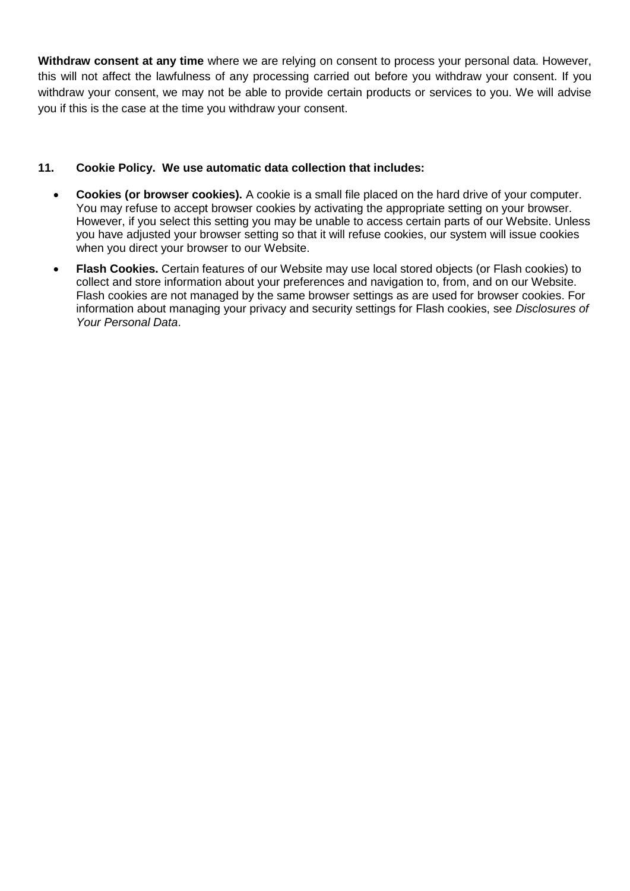**Withdraw consent at any time** where we are relying on consent to process your personal data. However, this will not affect the lawfulness of any processing carried out before you withdraw your consent. If you withdraw your consent, we may not be able to provide certain products or services to you. We will advise you if this is the case at the time you withdraw your consent.

**11. Cookie Policy. We use automatic data collection that includes:**

- **Cookies (or browser cookies).** A cookie is a small file placed on the hard drive of your computer. You may refuse to accept browser cookies by activating the appropriate setting on your browser. However, if you select this setting you may be unable to access certain parts of our Website. Unless you have adjusted your browser setting so that it will refuse cookies, our system will issue cookies when you direct your browser to our Website.
- **Flash Cookies.** Certain features of our Website may use local stored objects (or Flash cookies) to collect and store information about your preferences and navigation to, from, and on our Website. Flash cookies are not managed by the same browser settings as are used for browser cookies. For information about managing your privacy and security settings for Flash cookies, see *Disclosures of Your Personal Data*.